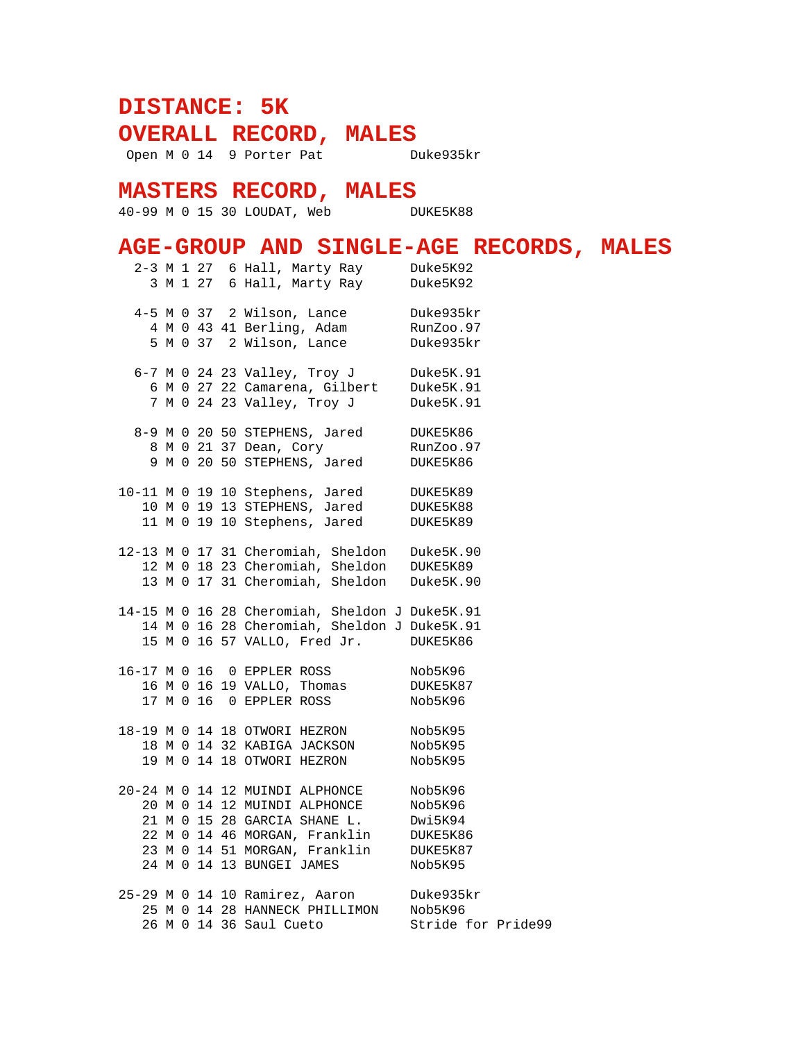# DISTANCE: 5K

## OVERALL RECORD, MALES

```
 Open M 0 14  9 Porter Pat           Duke935kr
```

## MASTERS RECORD, MALES

```
40-99 M 0 15 30 LOUDAT, Web          DUKE5K88
```

## AGE-GROUP AND SINGLE-AGE RECORDS, MALES

```
  2-3 M 1 27  6 Hall, Marty Ray      Duke5K92
    3 M 1 27  6 Hall, Marty Ray      Duke5K92

  4-5 M 0 37  2 Wilson, Lance        Duke935kr
    4 M 0 43 41 Berling, Adam        RunZoo.97
    5 M 0 37  2 Wilson, Lance        Duke935kr

  6-7 M 0 24 23 Valley, Troy J       Duke5K.91
    6 M 0 27 22 Camarena, Gilbert    Duke5K.91
    7 M 0 24 23 Valley, Troy J       Duke5K.91

  8-9 M 0 20 50 STEPHENS, Jared      DUKE5K86
    8 M 0 21 37 Dean, Cory           RunZoo.97
    9 M 0 20 50 STEPHENS, Jared      DUKE5K86

10-11 M 0 19 10 Stephens, Jared      DUKE5K89
   10 M 0 19 13 STEPHENS, Jared      DUKE5K88
   11 M 0 19 10 Stephens, Jared      DUKE5K89

12-13 M 0 17 31 Cheromiah, Sheldon   Duke5K.90
   12 M 0 18 23 Cheromiah, Sheldon   DUKE5K89
   13 M 0 17 31 Cheromiah, Sheldon   Duke5K.90

14-15 M 0 16 28 Cheromiah, Sheldon J Duke5K.91
   14 M 0 16 28 Cheromiah, Sheldon J Duke5K.91
   15 M 0 16 57 VALLO, Fred Jr.      DUKE5K86

16-17 M 0 16  0 EPPLER ROSS          Nob5K96
   16 M 0 16 19 VALLO, Thomas        DUKE5K87
   17 M 0 16  0 EPPLER ROSS          Nob5K96

18-19 M 0 14 18 OTWORI HEZRON        Nob5K95
   18 M 0 14 32 KABIGA JACKSON       Nob5K95
   19 M 0 14 18 OTWORI HEZRON        Nob5K95

20-24 M 0 14 12 MUINDI ALPHONCE      Nob5K96
   20 M 0 14 12 MUINDI ALPHONCE      Nob5K96
   21 M 0 15 28 GARCIA SHANE L.      Dwi5K94
   22 M 0 14 46 MORGAN, Franklin     DUKE5K86
   23 M 0 14 51 MORGAN, Franklin     DUKE5K87
   24 M 0 14 13 BUNGEI JAMES         Nob5K95

25-29 M 0 14 10 Ramirez, Aaron       Duke935kr
   25 M 0 14 28 HANNECK PHILLIMON    Nob5K96
   26 M 0 14 36 Saul Cueto           Stride for Pride99
```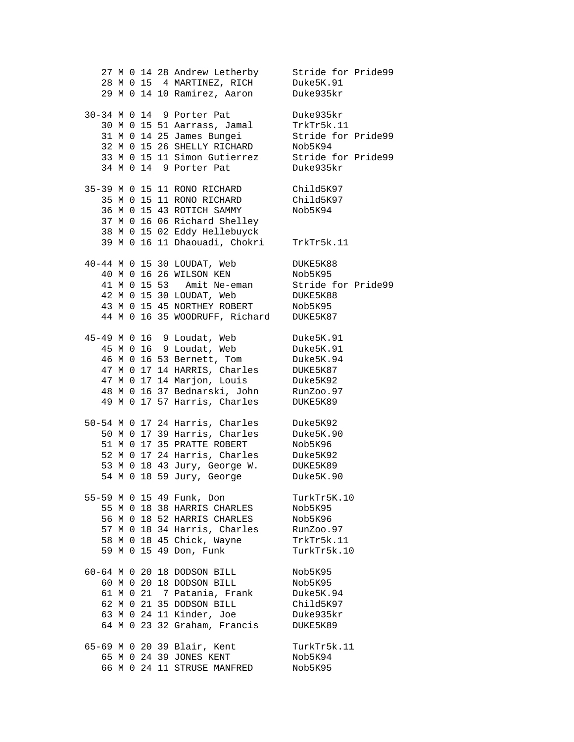```
   27 M 0 14 28 Andrew Letherby      Stride for Pride99
   28 M 0 15  4 MARTINEZ, RICH       Duke5K.91
   29 M 0 14 10 Ramirez, Aaron       Duke935kr

30-34 M 0 14  9 Porter Pat           Duke935kr
   30 M 0 15 51 Aarrass, Jamal       TrkTr5k.11
   31 M 0 14 25 James Bungei         Stride for Pride99
   32 M 0 15 26 SHELLY RICHARD       Nob5K94
   33 M 0 15 11 Simon Gutierrez      Stride for Pride99
   34 M 0 14  9 Porter Pat           Duke935kr

35-39 M 0 15 11 RONO RICHARD         Child5K97
   35 M 0 15 11 RONO RICHARD         Child5K97
   36 M 0 15 43 ROTICH SAMMY         Nob5K94
   37 M 0 16 06 Richard Shelley
   38 M 0 15 02 Eddy Hellebuyck
   39 M 0 16 11 Dhaouadi, Chokri     TrkTr5k.11

40-44 M 0 15 30 LOUDAT, Web          DUKE5K88
   40 M 0 16 26 WILSON KEN           Nob5K95
   41 M 0 15 53   Amit Ne-eman       Stride for Pride99
   42 M 0 15 30 LOUDAT, Web          DUKE5K88
   43 M 0 15 45 NORTHEY ROBERT       Nob5K95
   44 M 0 16 35 WOODRUFF, Richard    DUKE5K87

45-49 M 0 16  9 Loudat, Web          Duke5K.91
   45 M 0 16  9 Loudat, Web          Duke5K.91
   46 M 0 16 53 Bernett, Tom         Duke5K.94
   47 M 0 17 14 HARRIS, Charles      DUKE5K87
   47 M 0 17 14 Marjon, Louis        Duke5K92
   48 M 0 16 37 Bednarski, John      RunZoo.97
   49 M 0 17 57 Harris, Charles      DUKE5K89

50-54 M 0 17 24 Harris, Charles      Duke5K92
   50 M 0 17 39 Harris, Charles      Duke5K.90
   51 M 0 17 35 PRATTE ROBERT        Nob5K96
   52 M 0 17 24 Harris, Charles      Duke5K92
   53 M 0 18 43 Jury, George W.      DUKE5K89
   54 M 0 18 59 Jury, George         Duke5K.90

55-59 M 0 15 49 Funk, Don            TurkTr5K.10
   55 M 0 18 38 HARRIS CHARLES       Nob5K95
   56 M 0 18 52 HARRIS CHARLES       Nob5K96
   57 M 0 18 34 Harris, Charles      RunZoo.97
   58 M 0 18 45 Chick, Wayne         TrkTr5k.11
   59 M 0 15 49 Don, Funk            TurkTr5k.10

60-64 M 0 20 18 DODSON BILL          Nob5K95
   60 M 0 20 18 DODSON BILL          Nob5K95
   61 M 0 21  7 Patania, Frank       Duke5K.94
   62 M 0 21 35 DODSON BILL          Child5K97
   63 M 0 24 11 Kinder, Joe          Duke935kr
   64 M 0 23 32 Graham, Francis      DUKE5K89

65-69 M 0 20 39 Blair, Kent          TurkTr5k.11
   65 M 0 24 39 JONES KENT           Nob5K94
   66 M 0 24 11 STRUSE MANFRED       Nob5K95
```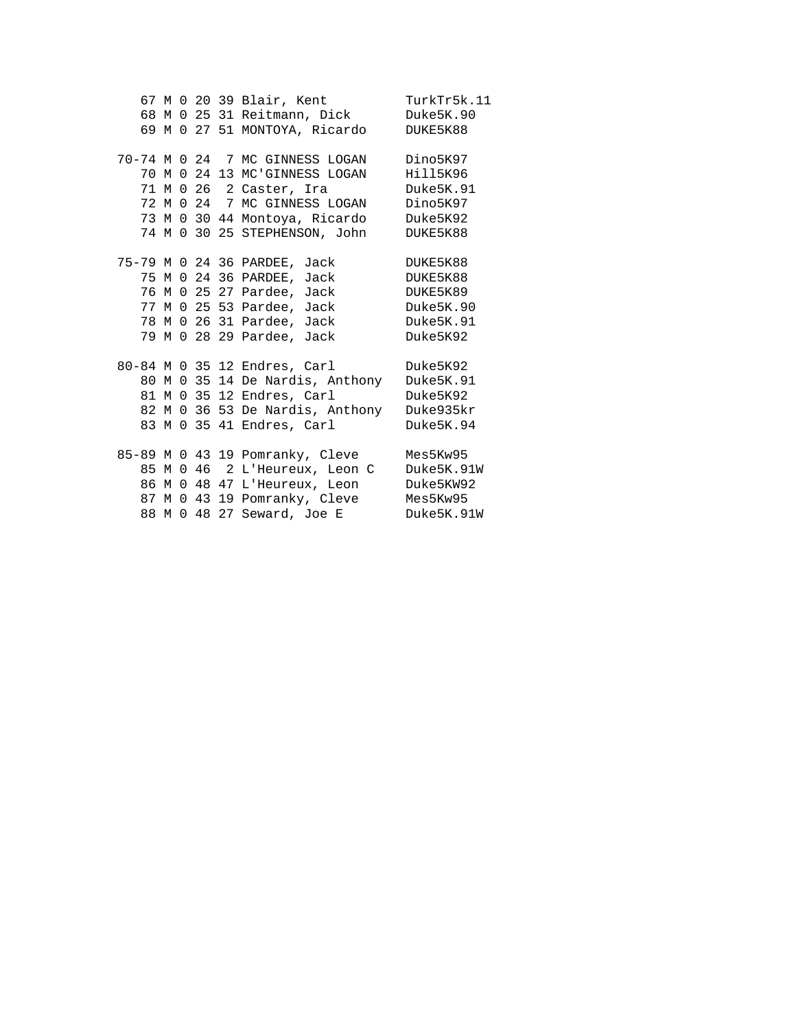```
   67 M 0 20 39 Blair, Kent         TurkTr5k.11
   68 M 0 25 31 Reitmann, Dick      Duke5K.90
   69 M 0 27 51 MONTOYA, Ricardo    DUKE5K88

70-74 M 0 24  7 MC GINNESS LOGAN    Dino5K97
   70 M 0 24 13 MC'GINNESS LOGAN    Hill5K96
   71 M 0 26  2 Caster, Ira         Duke5K.91
   72 M 0 24  7 MC GINNESS LOGAN    Dino5K97
   73 M 0 30 44 Montoya, Ricardo    Duke5K92
   74 M 0 30 25 STEPHENSON, John    DUKE5K88

75-79 M 0 24 36 PARDEE, Jack        DUKE5K88
   75 M 0 24 36 PARDEE, Jack        DUKE5K88
   76 M 0 25 27 Pardee, Jack        DUKE5K89
   77 M 0 25 53 Pardee, Jack        Duke5K.90
   78 M 0 26 31 Pardee, Jack        Duke5K.91
   79 M 0 28 29 Pardee, Jack        Duke5K92

80-84 M 0 35 12 Endres, Carl        Duke5K92
   80 M 0 35 14 De Nardis, Anthony  Duke5K.91
   81 M 0 35 12 Endres, Carl        Duke5K92
   82 M 0 36 53 De Nardis, Anthony  Duke935kr
   83 M 0 35 41 Endres, Carl        Duke5K.94

85-89 M 0 43 19 Pomranky, Cleve     Mes5Kw95
   85 M 0 46  2 L'Heureux, Leon C   Duke5K.91W
   86 M 0 48 47 L'Heureux, Leon     Duke5KW92
   87 M 0 43 19 Pomranky, Cleve     Mes5Kw95
   88 M 0 48 27 Seward, Joe E       Duke5K.91W
```